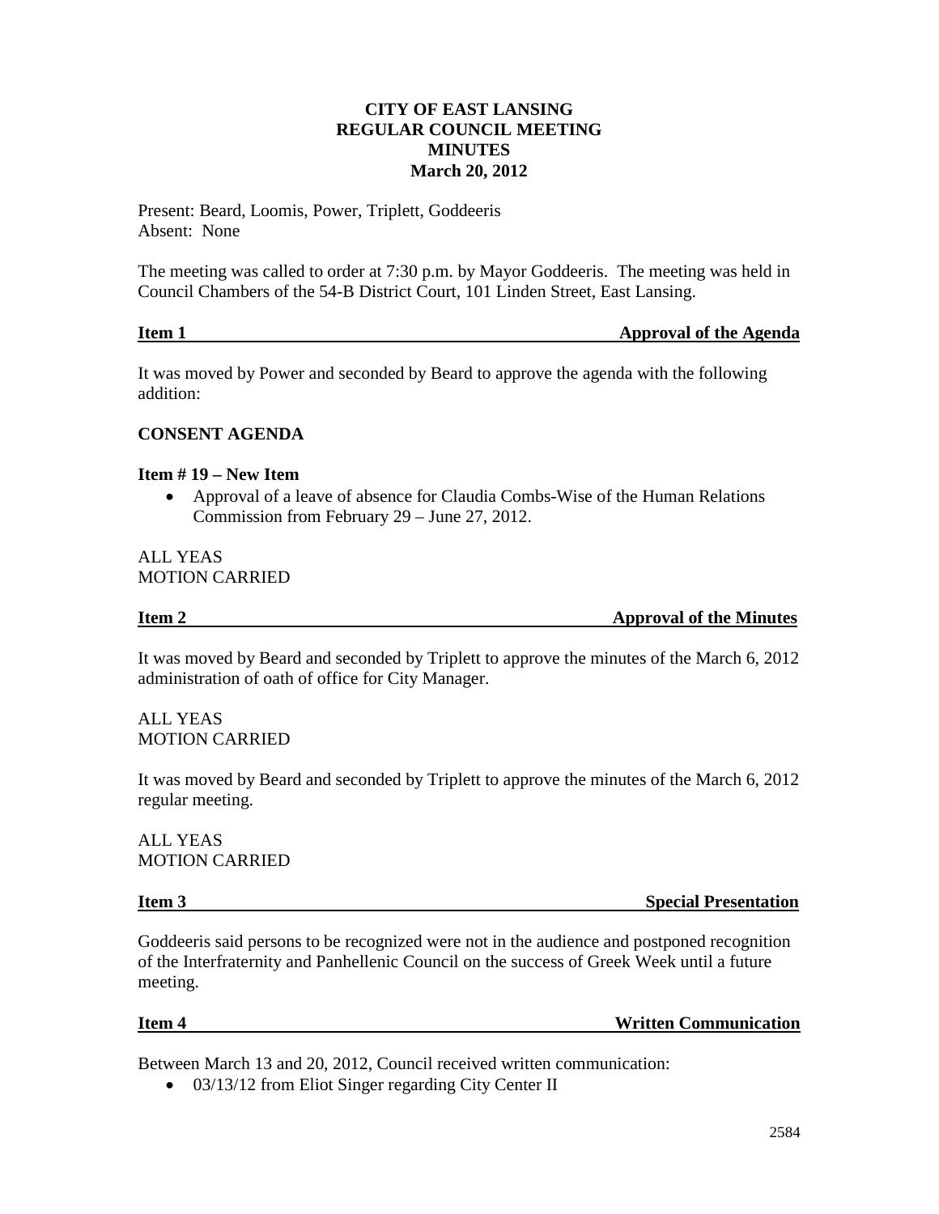# CITY OF EAST LANSING
## REGULAR COUNCIL MEETING
## MINUTES
## March 20, 2012

Present: Beard, Loomis, Power, Triplett, Goddeeris
Absent: None

The meeting was called to order at 7:30 p.m. by Mayor Goddeeris. The meeting was held in Council Chambers of the 54-B District Court, 101 Linden Street, East Lansing.

**Item 1 — Approval of the Agenda**

It was moved by Power and seconded by Beard to approve the agenda with the following addition:

**CONSENT AGENDA**

**Item # 19 – New Item**

- Approval of a leave of absence for Claudia Combs-Wise of the Human Relations Commission from February 29 – June 27, 2012.

ALL YEAS
MOTION CARRIED

**Item 2 — Approval of the Minutes**

It was moved by Beard and seconded by Triplett to approve the minutes of the March 6, 2012 administration of oath of office for City Manager.

ALL YEAS
MOTION CARRIED

It was moved by Beard and seconded by Triplett to approve the minutes of the March 6, 2012 regular meeting.

ALL YEAS
MOTION CARRIED

**Item 3 — Special Presentation**

Goddeeris said persons to be recognized were not in the audience and postponed recognition of the Interfraternity and Panhellenic Council on the success of Greek Week until a future meeting.

**Item 4 — Written Communication**

Between March 13 and 20, 2012, Council received written communication:

- 03/13/12 from Eliot Singer regarding City Center II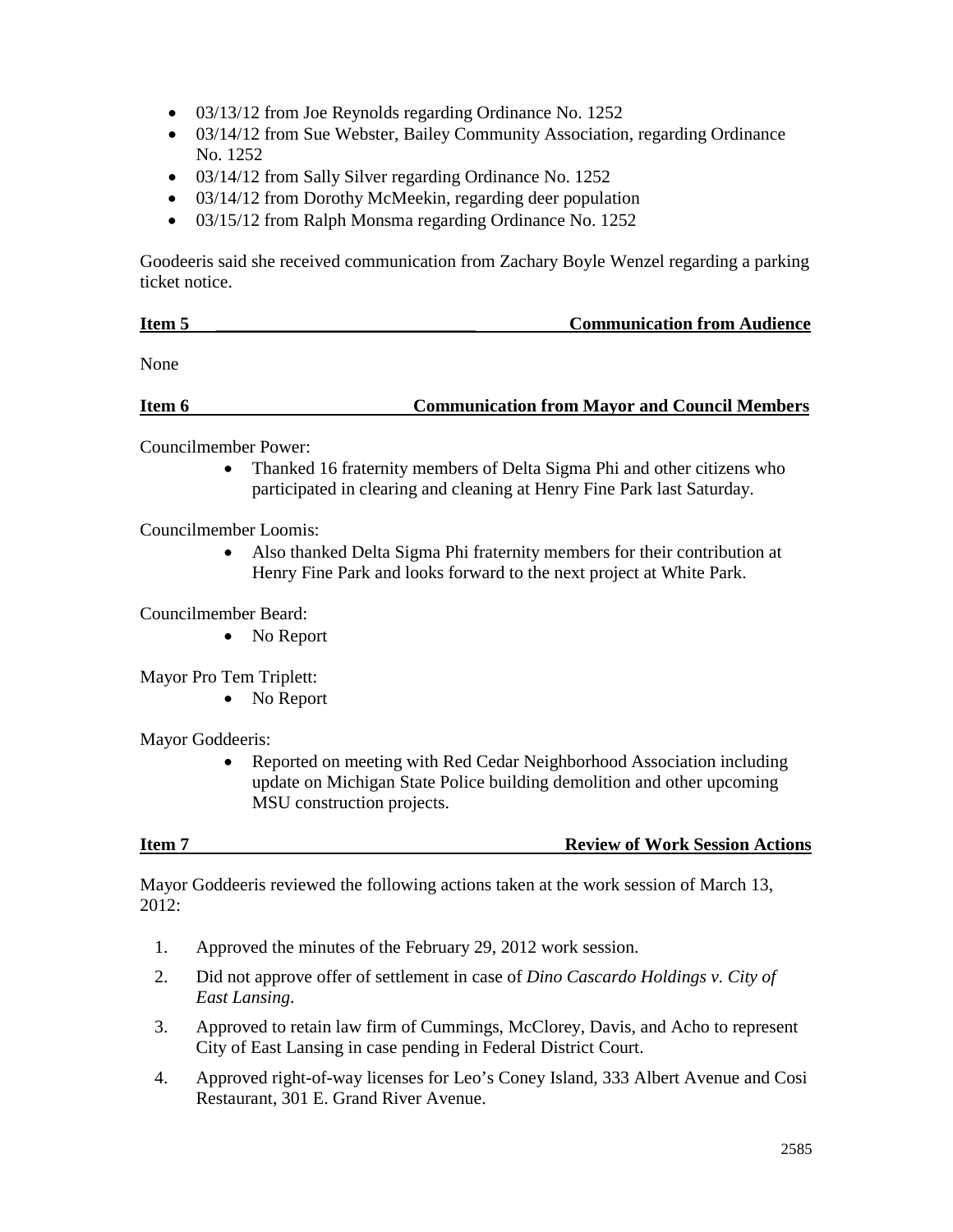- 03/13/12 from Joe Reynolds regarding Ordinance No. 1252
- 03/14/12 from Sue Webster, Bailey Community Association, regarding Ordinance No. 1252
- 03/14/12 from Sally Silver regarding Ordinance No. 1252
- 03/14/12 from Dorothy McMeekin, regarding deer population
- 03/15/12 from Ralph Monsma regarding Ordinance No. 1252

Goodeeris said she received communication from Zachary Boyle Wenzel regarding a parking ticket notice.

**Item 5 — Communication from Audience**

None

**Item 6 — Communication from Mayor and Council Members**

Councilmember Power:

- Thanked 16 fraternity members of Delta Sigma Phi and other citizens who participated in clearing and cleaning at Henry Fine Park last Saturday.

Councilmember Loomis:

- Also thanked Delta Sigma Phi fraternity members for their contribution at Henry Fine Park and looks forward to the next project at White Park.

Councilmember Beard:

- No Report

Mayor Pro Tem Triplett:

- No Report

Mayor Goddeeris:

- Reported on meeting with Red Cedar Neighborhood Association including update on Michigan State Police building demolition and other upcoming MSU construction projects.

**Item 7 — Review of Work Session Actions**

Mayor Goddeeris reviewed the following actions taken at the work session of March 13, 2012:

1. Approved the minutes of the February 29, 2012 work session.
2. Did not approve offer of settlement in case of *Dino Cascardo Holdings v. City of East Lansing*.
3. Approved to retain law firm of Cummings, McClorey, Davis, and Acho to represent City of East Lansing in case pending in Federal District Court.
4. Approved right-of-way licenses for Leo's Coney Island, 333 Albert Avenue and Cosi Restaurant, 301 E. Grand River Avenue.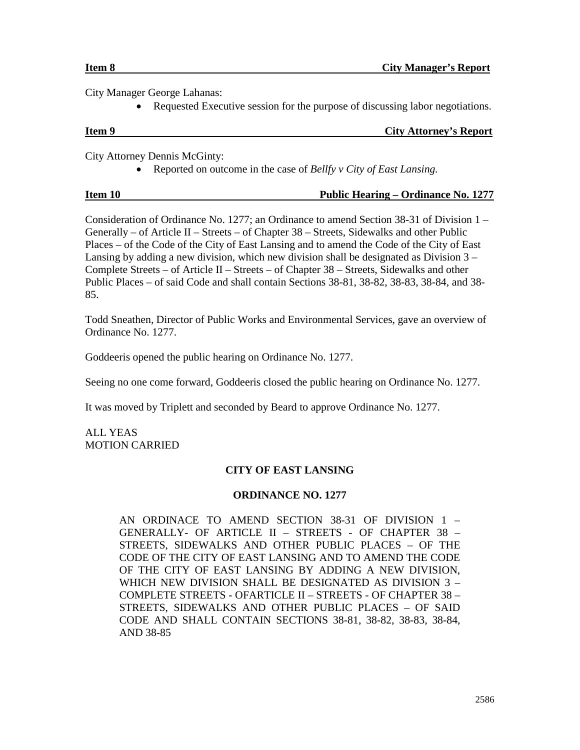**Item 8 City Manager's Report**

City Manager George Lahanas:

- Requested Executive session for the purpose of discussing labor negotiations.

**Item 9 City Attorney's Report**

City Attorney Dennis McGinty:

- Reported on outcome in the case of *Bellfy v City of East Lansing.*

**Item 10 Public Hearing – Ordinance No. 1277**

Consideration of Ordinance No. 1277; an Ordinance to amend Section 38-31 of Division 1 – Generally – of Article II – Streets – of Chapter 38 – Streets, Sidewalks and other Public Places – of the Code of the City of East Lansing and to amend the Code of the City of East Lansing by adding a new division, which new division shall be designated as Division 3 – Complete Streets – of Article II – Streets – of Chapter 38 – Streets, Sidewalks and other Public Places – of said Code and shall contain Sections 38-81, 38-82, 38-83, 38-84, and 38-85.

Todd Sneathen, Director of Public Works and Environmental Services, gave an overview of Ordinance No. 1277.

Goddeeris opened the public hearing on Ordinance No. 1277.

Seeing no one come forward, Goddeeris closed the public hearing on Ordinance No. 1277.

It was moved by Triplett and seconded by Beard to approve Ordinance No. 1277.

ALL YEAS
MOTION CARRIED

**CITY OF EAST LANSING**

**ORDINANCE NO. 1277**

AN ORDINACE TO AMEND SECTION 38-31 OF DIVISION 1 – GENERALLY- OF ARTICLE II – STREETS - OF CHAPTER 38 – STREETS, SIDEWALKS AND OTHER PUBLIC PLACES – OF THE CODE OF THE CITY OF EAST LANSING AND TO AMEND THE CODE OF THE CITY OF EAST LANSING BY ADDING A NEW DIVISION, WHICH NEW DIVISION SHALL BE DESIGNATED AS DIVISION 3 – COMPLETE STREETS - OFARTICLE II – STREETS - OF CHAPTER 38 – STREETS, SIDEWALKS AND OTHER PUBLIC PLACES – OF SAID CODE AND SHALL CONTAIN SECTIONS 38-81, 38-82, 38-83, 38-84, AND 38-85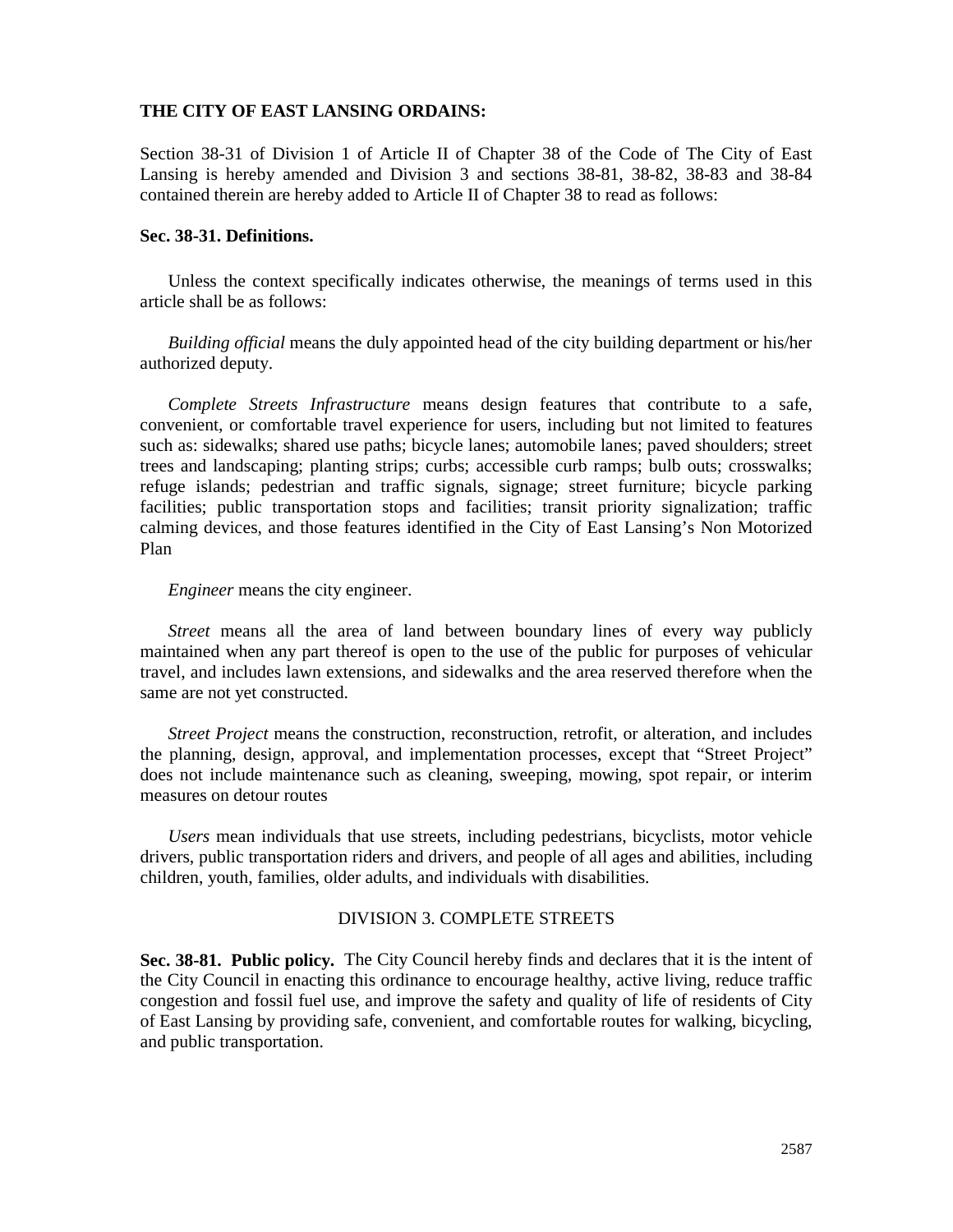**THE CITY OF EAST LANSING ORDAINS:**

Section 38-31 of Division 1 of Article II of Chapter 38 of the Code of The City of East Lansing is hereby amended and Division 3 and sections 38-81, 38-82, 38-83 and 38-84 contained therein are hereby added to Article II of Chapter 38 to read as follows:

**Sec. 38-31. Definitions.**

Unless the context specifically indicates otherwise, the meanings of terms used in this article shall be as follows:

*Building official* means the duly appointed head of the city building department or his/her authorized deputy.

*Complete Streets Infrastructure* means design features that contribute to a safe, convenient, or comfortable travel experience for users, including but not limited to features such as: sidewalks; shared use paths; bicycle lanes; automobile lanes; paved shoulders; street trees and landscaping; planting strips; curbs; accessible curb ramps; bulb outs; crosswalks; refuge islands; pedestrian and traffic signals, signage; street furniture; bicycle parking facilities; public transportation stops and facilities; transit priority signalization; traffic calming devices, and those features identified in the City of East Lansing's Non Motorized Plan

*Engineer* means the city engineer.

*Street* means all the area of land between boundary lines of every way publicly maintained when any part thereof is open to the use of the public for purposes of vehicular travel, and includes lawn extensions, and sidewalks and the area reserved therefore when the same are not yet constructed.

*Street Project* means the construction, reconstruction, retrofit, or alteration, and includes the planning, design, approval, and implementation processes, except that "Street Project" does not include maintenance such as cleaning, sweeping, mowing, spot repair, or interim measures on detour routes

*Users* mean individuals that use streets, including pedestrians, bicyclists, motor vehicle drivers, public transportation riders and drivers, and people of all ages and abilities, including children, youth, families, older adults, and individuals with disabilities.

DIVISION 3. COMPLETE STREETS

**Sec. 38-81. Public policy.** The City Council hereby finds and declares that it is the intent of the City Council in enacting this ordinance to encourage healthy, active living, reduce traffic congestion and fossil fuel use, and improve the safety and quality of life of residents of City of East Lansing by providing safe, convenient, and comfortable routes for walking, bicycling, and public transportation.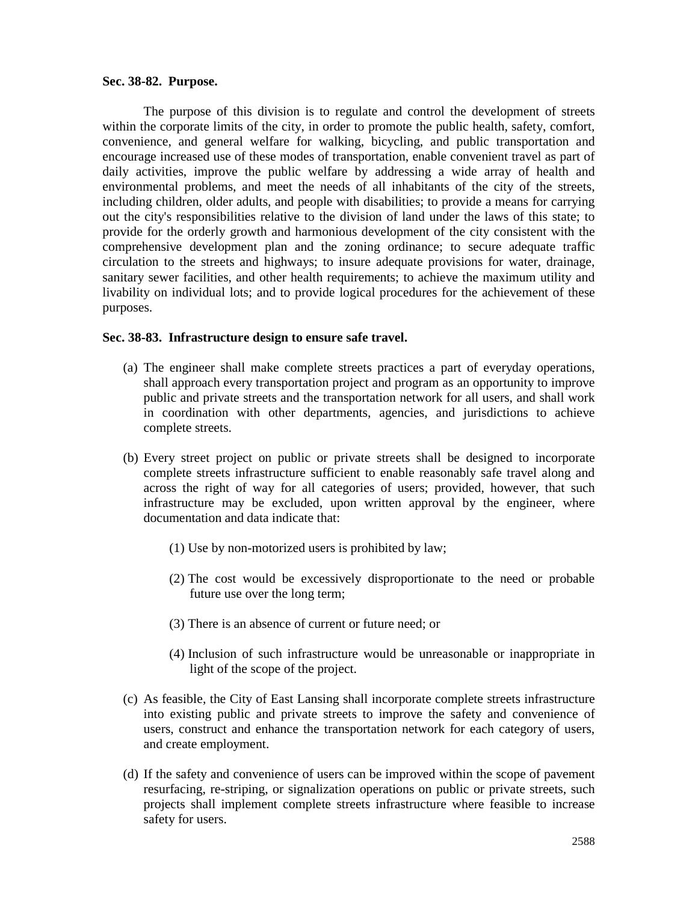**Sec. 38-82. Purpose.**

The purpose of this division is to regulate and control the development of streets within the corporate limits of the city, in order to promote the public health, safety, comfort, convenience, and general welfare for walking, bicycling, and public transportation and encourage increased use of these modes of transportation, enable convenient travel as part of daily activities, improve the public welfare by addressing a wide array of health and environmental problems, and meet the needs of all inhabitants of the city of the streets, including children, older adults, and people with disabilities; to provide a means for carrying out the city's responsibilities relative to the division of land under the laws of this state; to provide for the orderly growth and harmonious development of the city consistent with the comprehensive development plan and the zoning ordinance; to secure adequate traffic circulation to the streets and highways; to insure adequate provisions for water, drainage, sanitary sewer facilities, and other health requirements; to achieve the maximum utility and livability on individual lots; and to provide logical procedures for the achievement of these purposes.

**Sec. 38-83. Infrastructure design to ensure safe travel.**

(a) The engineer shall make complete streets practices a part of everyday operations, shall approach every transportation project and program as an opportunity to improve public and private streets and the transportation network for all users, and shall work in coordination with other departments, agencies, and jurisdictions to achieve complete streets.

(b) Every street project on public or private streets shall be designed to incorporate complete streets infrastructure sufficient to enable reasonably safe travel along and across the right of way for all categories of users; provided, however, that such infrastructure may be excluded, upon written approval by the engineer, where documentation and data indicate that:

(1) Use by non-motorized users is prohibited by law;

(2) The cost would be excessively disproportionate to the need or probable future use over the long term;

(3) There is an absence of current or future need; or

(4) Inclusion of such infrastructure would be unreasonable or inappropriate in light of the scope of the project.

(c) As feasible, the City of East Lansing shall incorporate complete streets infrastructure into existing public and private streets to improve the safety and convenience of users, construct and enhance the transportation network for each category of users, and create employment.

(d) If the safety and convenience of users can be improved within the scope of pavement resurfacing, re-striping, or signalization operations on public or private streets, such projects shall implement complete streets infrastructure where feasible to increase safety for users.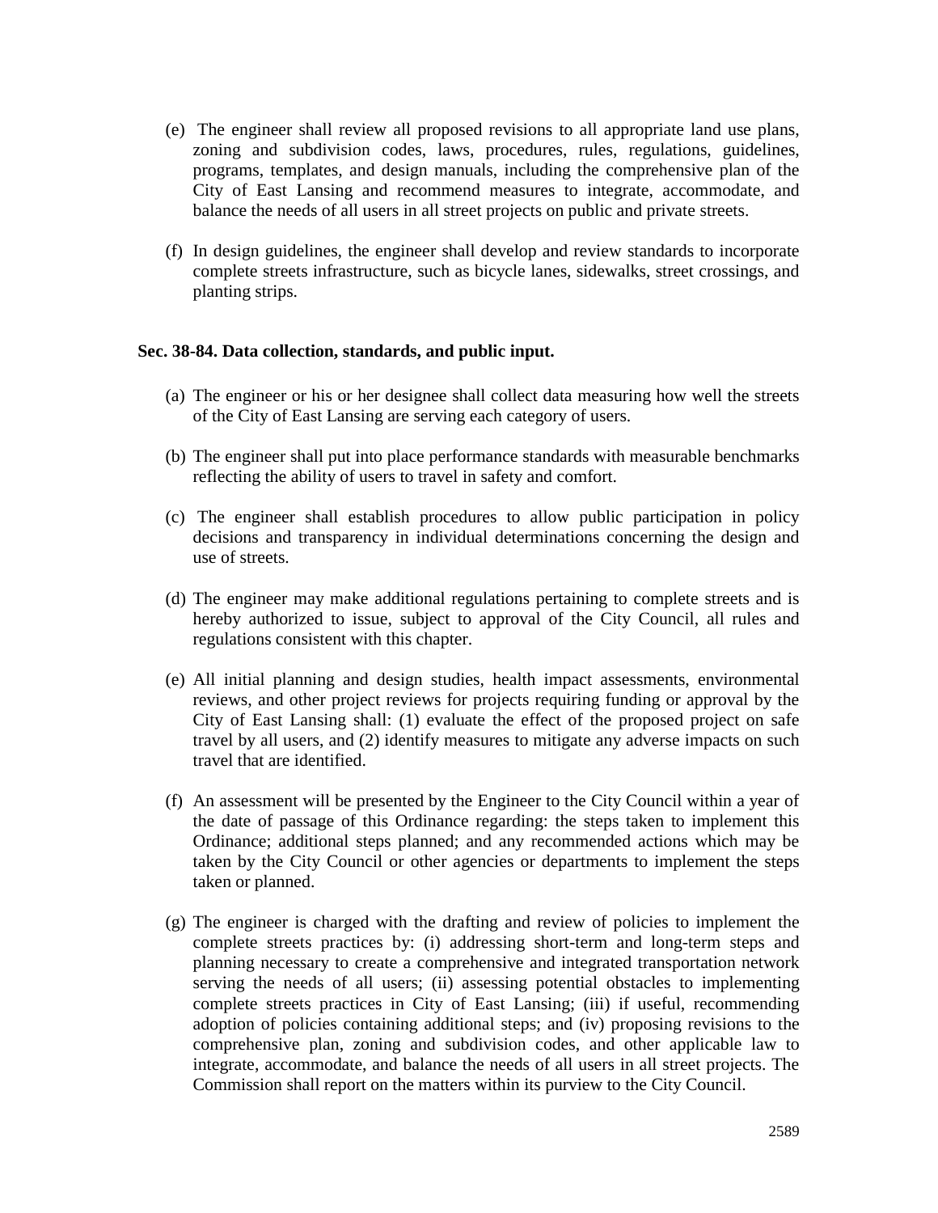(e) The engineer shall review all proposed revisions to all appropriate land use plans, zoning and subdivision codes, laws, procedures, rules, regulations, guidelines, programs, templates, and design manuals, including the comprehensive plan of the City of East Lansing and recommend measures to integrate, accommodate, and balance the needs of all users in all street projects on public and private streets.

(f) In design guidelines, the engineer shall develop and review standards to incorporate complete streets infrastructure, such as bicycle lanes, sidewalks, street crossings, and planting strips.

**Sec. 38-84. Data collection, standards, and public input.**

(a) The engineer or his or her designee shall collect data measuring how well the streets of the City of East Lansing are serving each category of users.

(b) The engineer shall put into place performance standards with measurable benchmarks reflecting the ability of users to travel in safety and comfort.

(c) The engineer shall establish procedures to allow public participation in policy decisions and transparency in individual determinations concerning the design and use of streets.

(d) The engineer may make additional regulations pertaining to complete streets and is hereby authorized to issue, subject to approval of the City Council, all rules and regulations consistent with this chapter.

(e) All initial planning and design studies, health impact assessments, environmental reviews, and other project reviews for projects requiring funding or approval by the City of East Lansing shall: (1) evaluate the effect of the proposed project on safe travel by all users, and (2) identify measures to mitigate any adverse impacts on such travel that are identified.

(f) An assessment will be presented by the Engineer to the City Council within a year of the date of passage of this Ordinance regarding: the steps taken to implement this Ordinance; additional steps planned; and any recommended actions which may be taken by the City Council or other agencies or departments to implement the steps taken or planned.

(g) The engineer is charged with the drafting and review of policies to implement the complete streets practices by: (i) addressing short-term and long-term steps and planning necessary to create a comprehensive and integrated transportation network serving the needs of all users; (ii) assessing potential obstacles to implementing complete streets practices in City of East Lansing; (iii) if useful, recommending adoption of policies containing additional steps; and (iv) proposing revisions to the comprehensive plan, zoning and subdivision codes, and other applicable law to integrate, accommodate, and balance the needs of all users in all street projects. The Commission shall report on the matters within its purview to the City Council.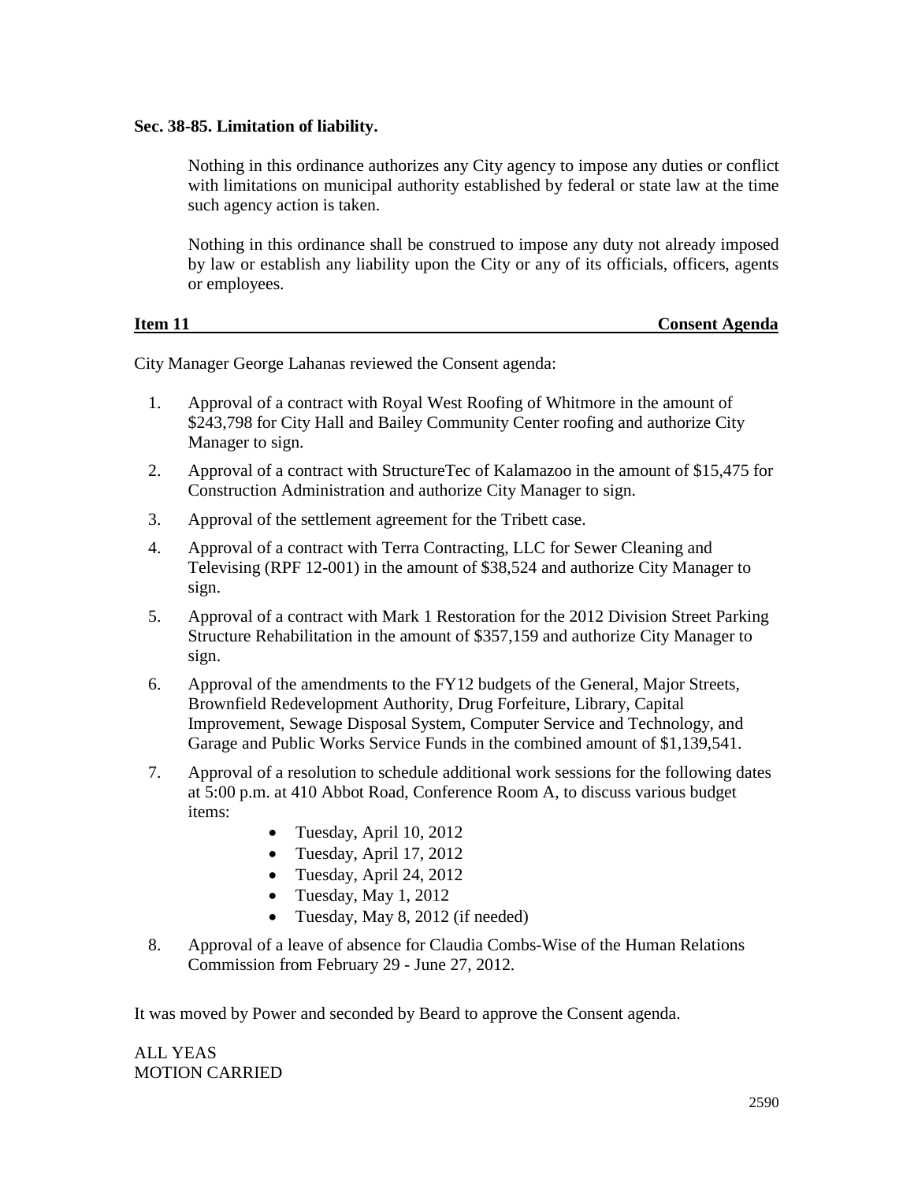**Sec. 38-85. Limitation of liability.**

Nothing in this ordinance authorizes any City agency to impose any duties or conflict with limitations on municipal authority established by federal or state law at the time such agency action is taken.

Nothing in this ordinance shall be construed to impose any duty not already imposed by law or establish any liability upon the City or any of its officials, officers, agents or employees.

**Item 11 — Consent Agenda**

City Manager George Lahanas reviewed the Consent agenda:

1. Approval of a contract with Royal West Roofing of Whitmore in the amount of $243,798 for City Hall and Bailey Community Center roofing and authorize City Manager to sign.
2. Approval of a contract with StructureTec of Kalamazoo in the amount of $15,475 for Construction Administration and authorize City Manager to sign.
3. Approval of the settlement agreement for the Tribett case.
4. Approval of a contract with Terra Contracting, LLC for Sewer Cleaning and Televising (RPF 12-001) in the amount of $38,524 and authorize City Manager to sign.
5. Approval of a contract with Mark 1 Restoration for the 2012 Division Street Parking Structure Rehabilitation in the amount of $357,159 and authorize City Manager to sign.
6. Approval of the amendments to the FY12 budgets of the General, Major Streets, Brownfield Redevelopment Authority, Drug Forfeiture, Library, Capital Improvement, Sewage Disposal System, Computer Service and Technology, and Garage and Public Works Service Funds in the combined amount of $1,139,541.
7. Approval of a resolution to schedule additional work sessions for the following dates at 5:00 p.m. at 410 Abbot Road, Conference Room A, to discuss various budget items:
   - Tuesday, April 10, 2012
   - Tuesday, April 17, 2012
   - Tuesday, April 24, 2012
   - Tuesday, May 1, 2012
   - Tuesday, May 8, 2012 (if needed)
8. Approval of a leave of absence for Claudia Combs-Wise of the Human Relations Commission from February 29 - June 27, 2012.

It was moved by Power and seconded by Beard to approve the Consent agenda.

ALL YEAS
MOTION CARRIED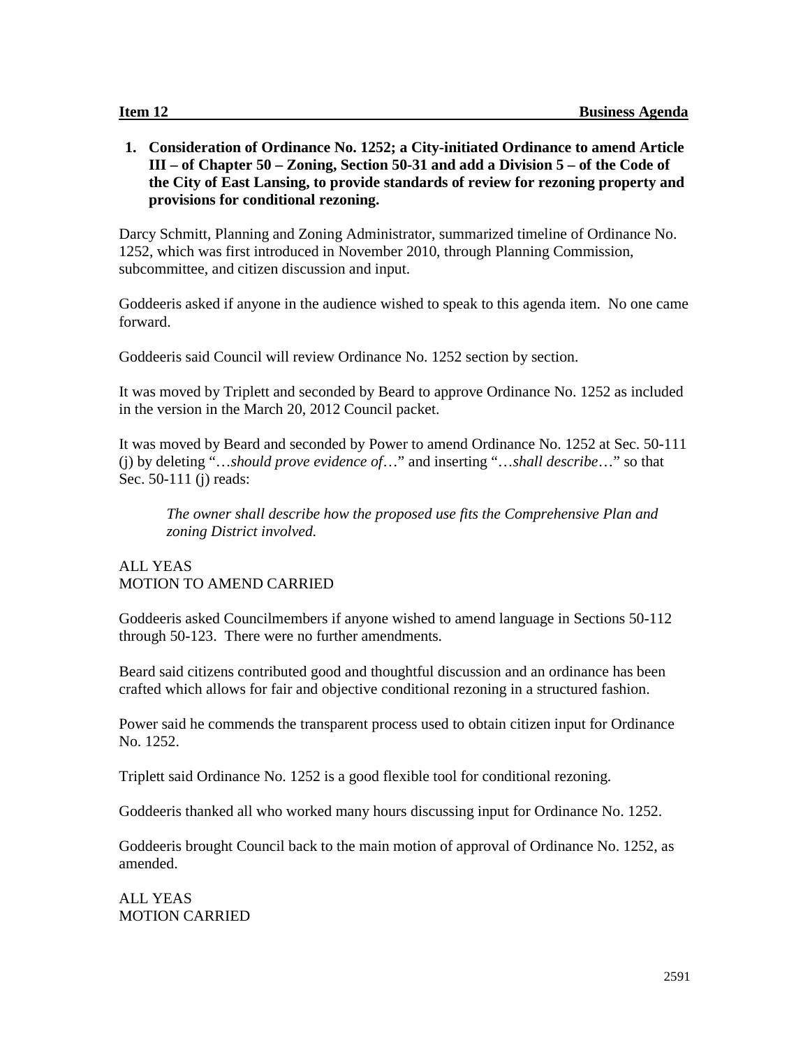**Item 12 Business Agenda**

1. **Consideration of Ordinance No. 1252; a City-initiated Ordinance to amend Article III – of Chapter 50 – Zoning, Section 50-31 and add a Division 5 – of the Code of the City of East Lansing, to provide standards of review for rezoning property and provisions for conditional rezoning.**

Darcy Schmitt, Planning and Zoning Administrator, summarized timeline of Ordinance No. 1252, which was first introduced in November 2010, through Planning Commission, subcommittee, and citizen discussion and input.

Goddeeris asked if anyone in the audience wished to speak to this agenda item. No one came forward.

Goddeeris said Council will review Ordinance No. 1252 section by section.

It was moved by Triplett and seconded by Beard to approve Ordinance No. 1252 as included in the version in the March 20, 2012 Council packet.

It was moved by Beard and seconded by Power to amend Ordinance No. 1252 at Sec. 50-111 (j) by deleting "…*should prove evidence of*…" and inserting "…*shall describe*…" so that Sec. 50-111 (j) reads:

> *The owner shall describe how the proposed use fits the Comprehensive Plan and zoning District involved.*

ALL YEAS
MOTION TO AMEND CARRIED

Goddeeris asked Councilmembers if anyone wished to amend language in Sections 50-112 through 50-123. There were no further amendments.

Beard said citizens contributed good and thoughtful discussion and an ordinance has been crafted which allows for fair and objective conditional rezoning in a structured fashion.

Power said he commends the transparent process used to obtain citizen input for Ordinance No. 1252.

Triplett said Ordinance No. 1252 is a good flexible tool for conditional rezoning.

Goddeeris thanked all who worked many hours discussing input for Ordinance No. 1252.

Goddeeris brought Council back to the main motion of approval of Ordinance No. 1252, as amended.

ALL YEAS
MOTION CARRIED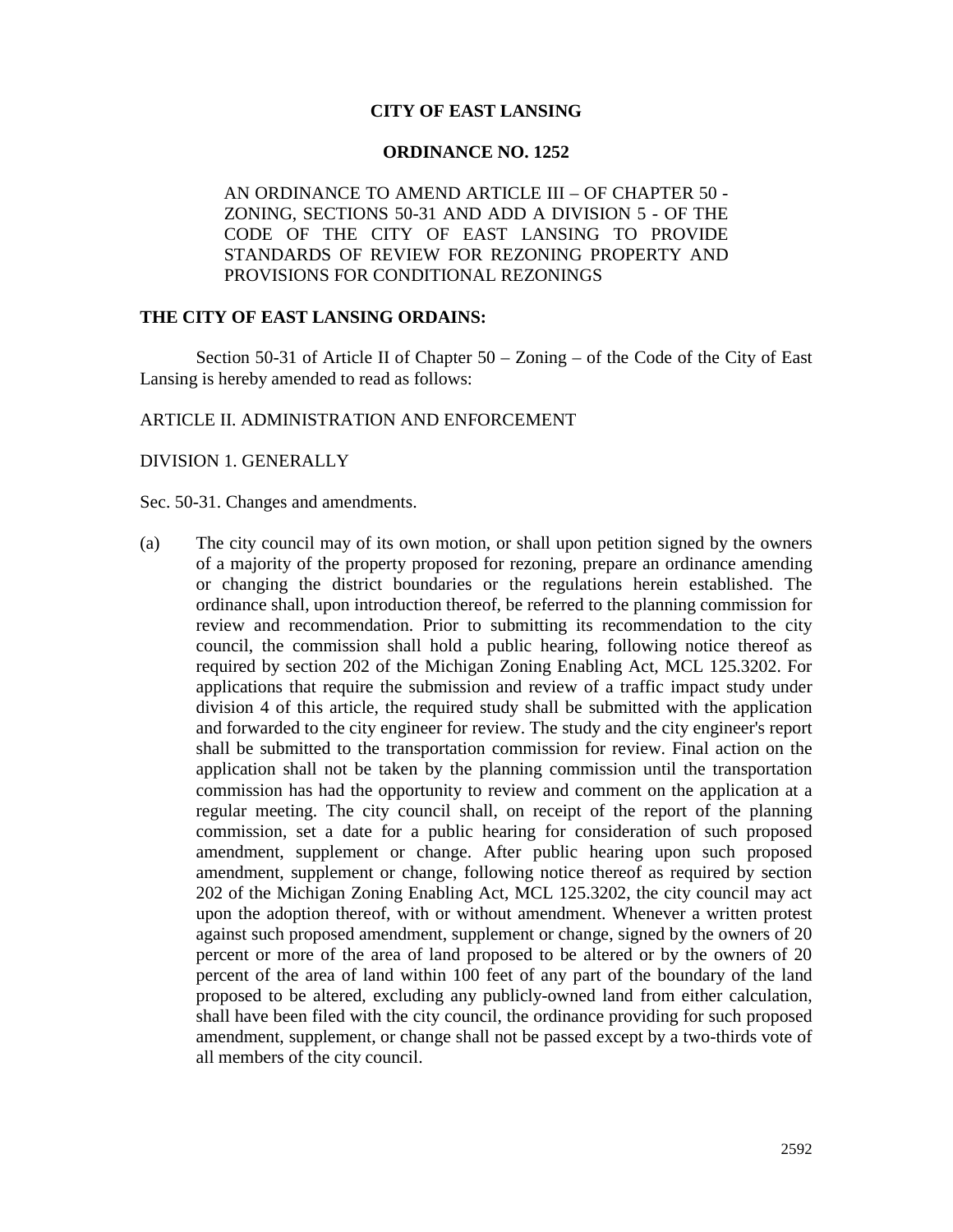**CITY OF EAST LANSING**

**ORDINANCE NO. 1252**

AN ORDINANCE TO AMEND ARTICLE III – OF CHAPTER 50 - ZONING, SECTIONS 50-31 AND ADD A DIVISION 5 - OF THE CODE OF THE CITY OF EAST LANSING TO PROVIDE STANDARDS OF REVIEW FOR REZONING PROPERTY AND PROVISIONS FOR CONDITIONAL REZONINGS

**THE CITY OF EAST LANSING ORDAINS:**

Section 50-31 of Article II of Chapter 50 – Zoning – of the Code of the City of East Lansing is hereby amended to read as follows:

ARTICLE II. ADMINISTRATION AND ENFORCEMENT

DIVISION 1. GENERALLY

Sec. 50-31. Changes and amendments.

(a) The city council may of its own motion, or shall upon petition signed by the owners of a majority of the property proposed for rezoning, prepare an ordinance amending or changing the district boundaries or the regulations herein established. The ordinance shall, upon introduction thereof, be referred to the planning commission for review and recommendation. Prior to submitting its recommendation to the city council, the commission shall hold a public hearing, following notice thereof as required by section 202 of the Michigan Zoning Enabling Act, MCL 125.3202. For applications that require the submission and review of a traffic impact study under division 4 of this article, the required study shall be submitted with the application and forwarded to the city engineer for review. The study and the city engineer's report shall be submitted to the transportation commission for review. Final action on the application shall not be taken by the planning commission until the transportation commission has had the opportunity to review and comment on the application at a regular meeting. The city council shall, on receipt of the report of the planning commission, set a date for a public hearing for consideration of such proposed amendment, supplement or change. After public hearing upon such proposed amendment, supplement or change, following notice thereof as required by section 202 of the Michigan Zoning Enabling Act, MCL 125.3202, the city council may act upon the adoption thereof, with or without amendment. Whenever a written protest against such proposed amendment, supplement or change, signed by the owners of 20 percent or more of the area of land proposed to be altered or by the owners of 20 percent of the area of land within 100 feet of any part of the boundary of the land proposed to be altered, excluding any publicly-owned land from either calculation, shall have been filed with the city council, the ordinance providing for such proposed amendment, supplement, or change shall not be passed except by a two-thirds vote of all members of the city council.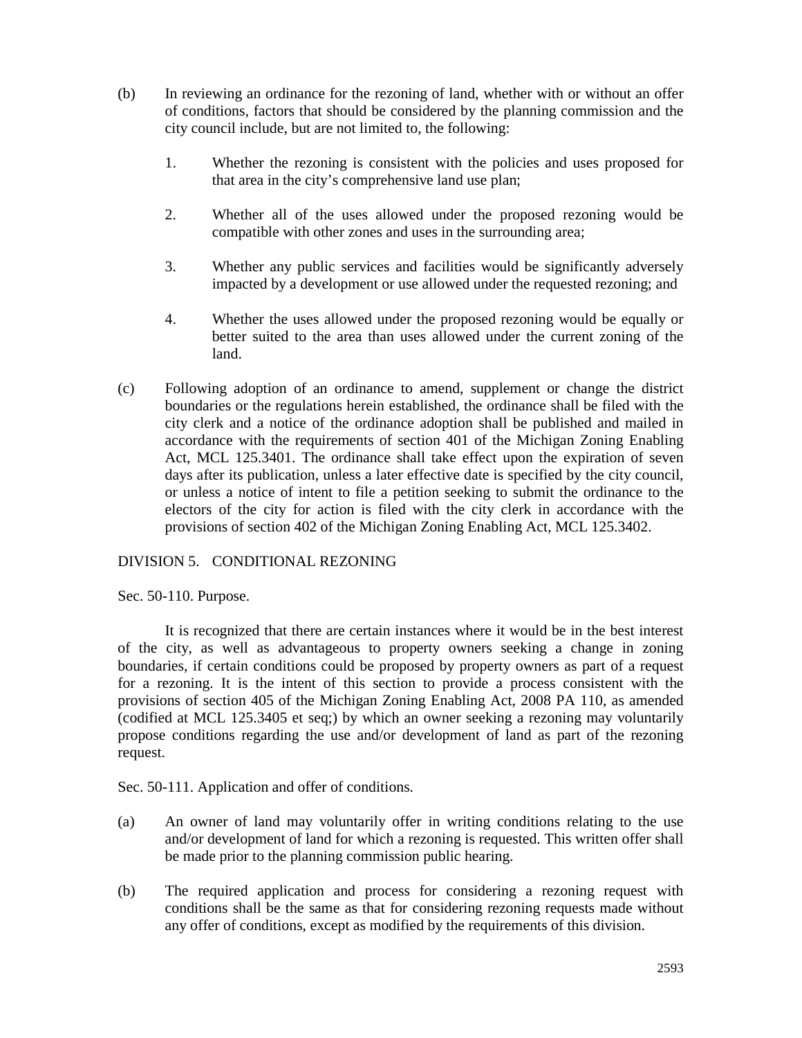(b) In reviewing an ordinance for the rezoning of land, whether with or without an offer of conditions, factors that should be considered by the planning commission and the city council include, but are not limited to, the following:

1. Whether the rezoning is consistent with the policies and uses proposed for that area in the city's comprehensive land use plan;

2. Whether all of the uses allowed under the proposed rezoning would be compatible with other zones and uses in the surrounding area;

3. Whether any public services and facilities would be significantly adversely impacted by a development or use allowed under the requested rezoning; and

4. Whether the uses allowed under the proposed rezoning would be equally or better suited to the area than uses allowed under the current zoning of the land.

(c) Following adoption of an ordinance to amend, supplement or change the district boundaries or the regulations herein established, the ordinance shall be filed with the city clerk and a notice of the ordinance adoption shall be published and mailed in accordance with the requirements of section 401 of the Michigan Zoning Enabling Act, MCL 125.3401. The ordinance shall take effect upon the expiration of seven days after its publication, unless a later effective date is specified by the city council, or unless a notice of intent to file a petition seeking to submit the ordinance to the electors of the city for action is filed with the city clerk in accordance with the provisions of section 402 of the Michigan Zoning Enabling Act, MCL 125.3402.

## DIVISION 5. CONDITIONAL REZONING

### Sec. 50-110. Purpose.

It is recognized that there are certain instances where it would be in the best interest of the city, as well as advantageous to property owners seeking a change in zoning boundaries, if certain conditions could be proposed by property owners as part of a request for a rezoning. It is the intent of this section to provide a process consistent with the provisions of section 405 of the Michigan Zoning Enabling Act, 2008 PA 110, as amended (codified at MCL 125.3405 et seq;) by which an owner seeking a rezoning may voluntarily propose conditions regarding the use and/or development of land as part of the rezoning request.

### Sec. 50-111. Application and offer of conditions.

(a) An owner of land may voluntarily offer in writing conditions relating to the use and/or development of land for which a rezoning is requested. This written offer shall be made prior to the planning commission public hearing.

(b) The required application and process for considering a rezoning request with conditions shall be the same as that for considering rezoning requests made without any offer of conditions, except as modified by the requirements of this division.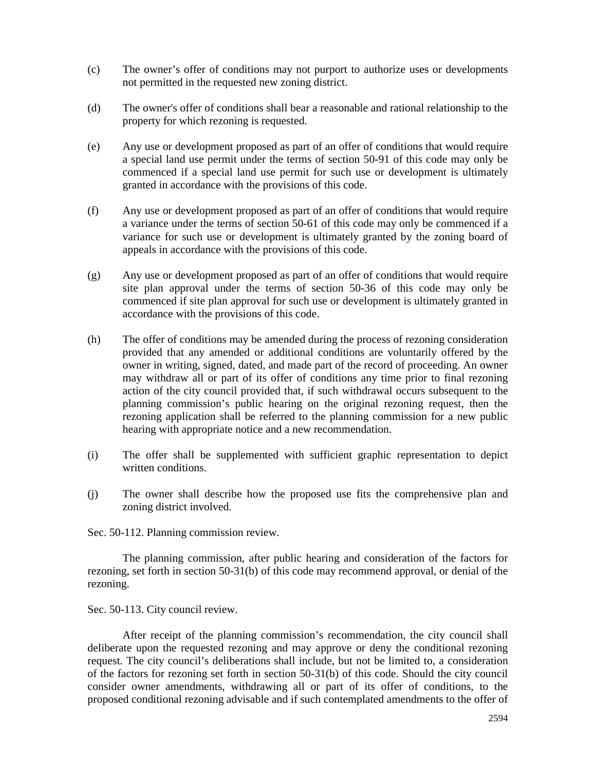(c) The owner's offer of conditions may not purport to authorize uses or developments not permitted in the requested new zoning district.

(d) The owner's offer of conditions shall bear a reasonable and rational relationship to the property for which rezoning is requested.

(e) Any use or development proposed as part of an offer of conditions that would require a special land use permit under the terms of section 50-91 of this code may only be commenced if a special land use permit for such use or development is ultimately granted in accordance with the provisions of this code.

(f) Any use or development proposed as part of an offer of conditions that would require a variance under the terms of section 50-61 of this code may only be commenced if a variance for such use or development is ultimately granted by the zoning board of appeals in accordance with the provisions of this code.

(g) Any use or development proposed as part of an offer of conditions that would require site plan approval under the terms of section 50-36 of this code may only be commenced if site plan approval for such use or development is ultimately granted in accordance with the provisions of this code.

(h) The offer of conditions may be amended during the process of rezoning consideration provided that any amended or additional conditions are voluntarily offered by the owner in writing, signed, dated, and made part of the record of proceeding. An owner may withdraw all or part of its offer of conditions any time prior to final rezoning action of the city council provided that, if such withdrawal occurs subsequent to the planning commission's public hearing on the original rezoning request, then the rezoning application shall be referred to the planning commission for a new public hearing with appropriate notice and a new recommendation.

(i) The offer shall be supplemented with sufficient graphic representation to depict written conditions.

(j) The owner shall describe how the proposed use fits the comprehensive plan and zoning district involved.

Sec. 50-112. Planning commission review.

The planning commission, after public hearing and consideration of the factors for rezoning, set forth in section 50-31(b) of this code may recommend approval, or denial of the rezoning.

Sec. 50-113. City council review.

After receipt of the planning commission's recommendation, the city council shall deliberate upon the requested rezoning and may approve or deny the conditional rezoning request. The city council's deliberations shall include, but not be limited to, a consideration of the factors for rezoning set forth in section 50-31(b) of this code. Should the city council consider owner amendments, withdrawing all or part of its offer of conditions, to the proposed conditional rezoning advisable and if such contemplated amendments to the offer of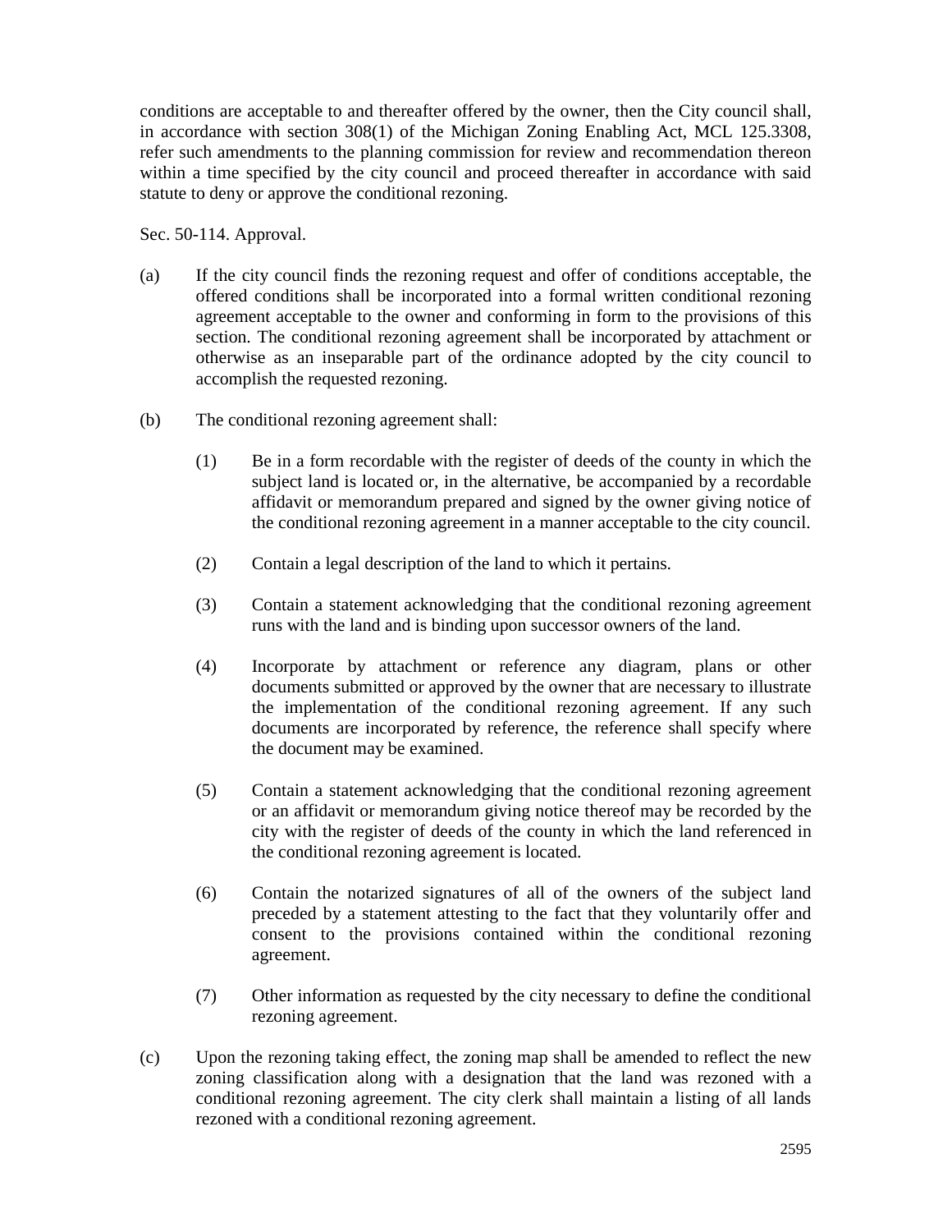conditions are acceptable to and thereafter offered by the owner, then the City council shall, in accordance with section 308(1) of the Michigan Zoning Enabling Act, MCL 125.3308, refer such amendments to the planning commission for review and recommendation thereon within a time specified by the city council and proceed thereafter in accordance with said statute to deny or approve the conditional rezoning.

Sec. 50-114. Approval.

(a) If the city council finds the rezoning request and offer of conditions acceptable, the offered conditions shall be incorporated into a formal written conditional rezoning agreement acceptable to the owner and conforming in form to the provisions of this section. The conditional rezoning agreement shall be incorporated by attachment or otherwise as an inseparable part of the ordinance adopted by the city council to accomplish the requested rezoning.

(b) The conditional rezoning agreement shall:

(1) Be in a form recordable with the register of deeds of the county in which the subject land is located or, in the alternative, be accompanied by a recordable affidavit or memorandum prepared and signed by the owner giving notice of the conditional rezoning agreement in a manner acceptable to the city council.

(2) Contain a legal description of the land to which it pertains.

(3) Contain a statement acknowledging that the conditional rezoning agreement runs with the land and is binding upon successor owners of the land.

(4) Incorporate by attachment or reference any diagram, plans or other documents submitted or approved by the owner that are necessary to illustrate the implementation of the conditional rezoning agreement. If any such documents are incorporated by reference, the reference shall specify where the document may be examined.

(5) Contain a statement acknowledging that the conditional rezoning agreement or an affidavit or memorandum giving notice thereof may be recorded by the city with the register of deeds of the county in which the land referenced in the conditional rezoning agreement is located.

(6) Contain the notarized signatures of all of the owners of the subject land preceded by a statement attesting to the fact that they voluntarily offer and consent to the provisions contained within the conditional rezoning agreement.

(7) Other information as requested by the city necessary to define the conditional rezoning agreement.

(c) Upon the rezoning taking effect, the zoning map shall be amended to reflect the new zoning classification along with a designation that the land was rezoned with a conditional rezoning agreement. The city clerk shall maintain a listing of all lands rezoned with a conditional rezoning agreement.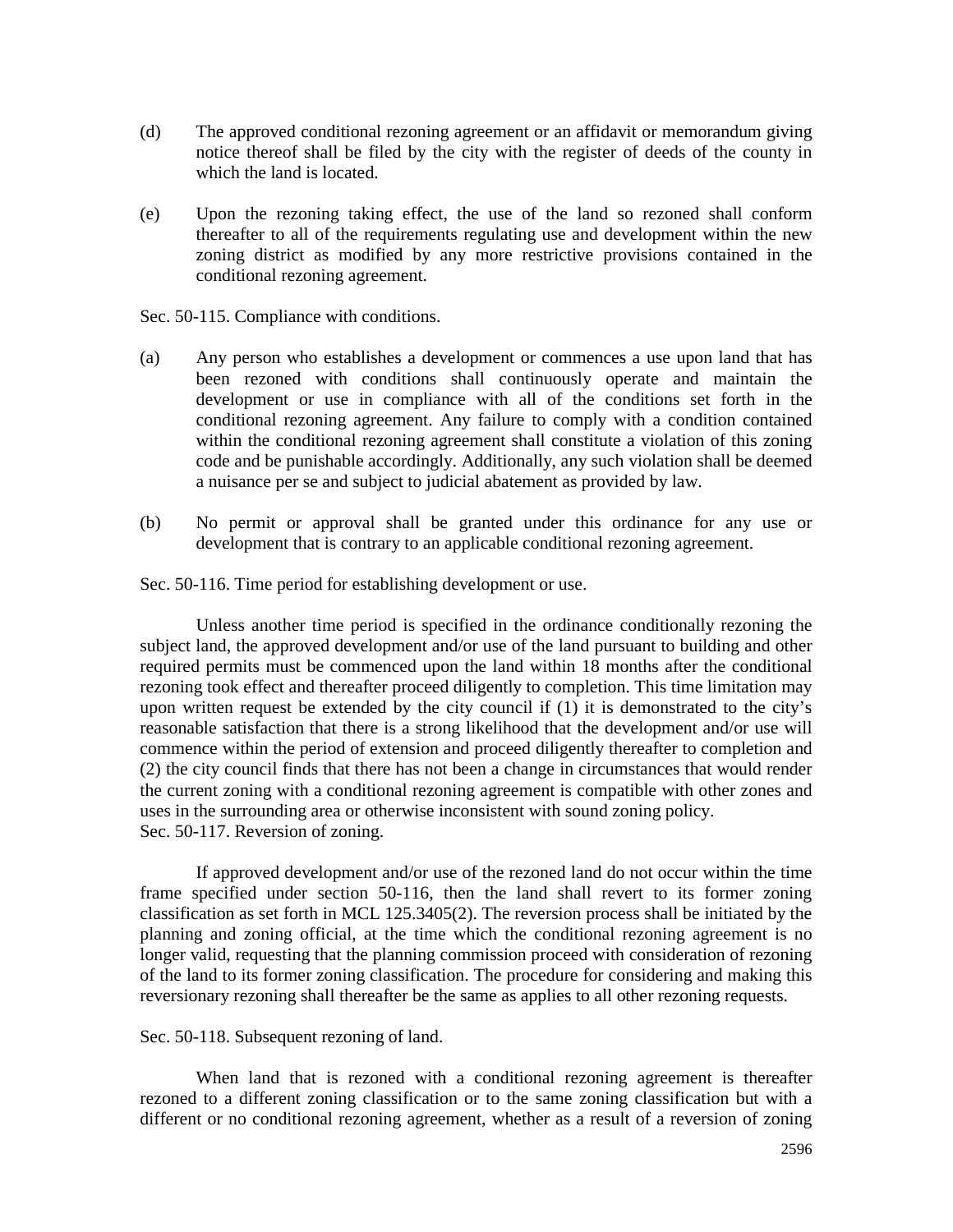(d) The approved conditional rezoning agreement or an affidavit or memorandum giving notice thereof shall be filed by the city with the register of deeds of the county in which the land is located.

(e) Upon the rezoning taking effect, the use of the land so rezoned shall conform thereafter to all of the requirements regulating use and development within the new zoning district as modified by any more restrictive provisions contained in the conditional rezoning agreement.

Sec. 50-115. Compliance with conditions.

(a) Any person who establishes a development or commences a use upon land that has been rezoned with conditions shall continuously operate and maintain the development or use in compliance with all of the conditions set forth in the conditional rezoning agreement. Any failure to comply with a condition contained within the conditional rezoning agreement shall constitute a violation of this zoning code and be punishable accordingly. Additionally, any such violation shall be deemed a nuisance per se and subject to judicial abatement as provided by law.

(b) No permit or approval shall be granted under this ordinance for any use or development that is contrary to an applicable conditional rezoning agreement.

Sec. 50-116. Time period for establishing development or use.

Unless another time period is specified in the ordinance conditionally rezoning the subject land, the approved development and/or use of the land pursuant to building and other required permits must be commenced upon the land within 18 months after the conditional rezoning took effect and thereafter proceed diligently to completion. This time limitation may upon written request be extended by the city council if (1) it is demonstrated to the city's reasonable satisfaction that there is a strong likelihood that the development and/or use will commence within the period of extension and proceed diligently thereafter to completion and (2) the city council finds that there has not been a change in circumstances that would render the current zoning with a conditional rezoning agreement is compatible with other zones and uses in the surrounding area or otherwise inconsistent with sound zoning policy.

Sec. 50-117. Reversion of zoning.

If approved development and/or use of the rezoned land do not occur within the time frame specified under section 50-116, then the land shall revert to its former zoning classification as set forth in MCL 125.3405(2). The reversion process shall be initiated by the planning and zoning official, at the time which the conditional rezoning agreement is no longer valid, requesting that the planning commission proceed with consideration of rezoning of the land to its former zoning classification. The procedure for considering and making this reversionary rezoning shall thereafter be the same as applies to all other rezoning requests.

Sec. 50-118. Subsequent rezoning of land.

When land that is rezoned with a conditional rezoning agreement is thereafter rezoned to a different zoning classification or to the same zoning classification but with a different or no conditional rezoning agreement, whether as a result of a reversion of zoning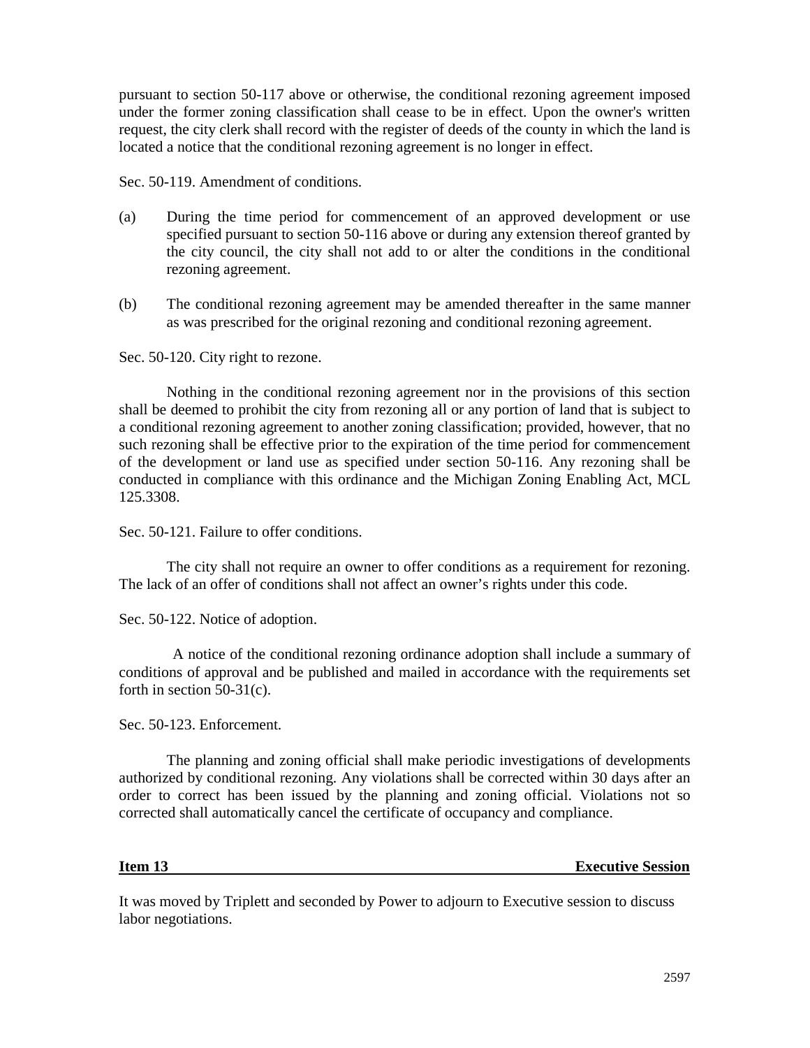pursuant to section 50-117 above or otherwise, the conditional rezoning agreement imposed under the former zoning classification shall cease to be in effect. Upon the owner's written request, the city clerk shall record with the register of deeds of the county in which the land is located a notice that the conditional rezoning agreement is no longer in effect.

Sec. 50-119. Amendment of conditions.

(a) During the time period for commencement of an approved development or use specified pursuant to section 50-116 above or during any extension thereof granted by the city council, the city shall not add to or alter the conditions in the conditional rezoning agreement.

(b) The conditional rezoning agreement may be amended thereafter in the same manner as was prescribed for the original rezoning and conditional rezoning agreement.

Sec. 50-120. City right to rezone.

Nothing in the conditional rezoning agreement nor in the provisions of this section shall be deemed to prohibit the city from rezoning all or any portion of land that is subject to a conditional rezoning agreement to another zoning classification; provided, however, that no such rezoning shall be effective prior to the expiration of the time period for commencement of the development or land use as specified under section 50-116. Any rezoning shall be conducted in compliance with this ordinance and the Michigan Zoning Enabling Act, MCL 125.3308.

Sec. 50-121. Failure to offer conditions.

The city shall not require an owner to offer conditions as a requirement for rezoning. The lack of an offer of conditions shall not affect an owner’s rights under this code.

Sec. 50-122. Notice of adoption.

A notice of the conditional rezoning ordinance adoption shall include a summary of conditions of approval and be published and mailed in accordance with the requirements set forth in section 50-31(c).

Sec. 50-123. Enforcement.

The planning and zoning official shall make periodic investigations of developments authorized by conditional rezoning. Any violations shall be corrected within 30 days after an order to correct has been issued by the planning and zoning official. Violations not so corrected shall automatically cancel the certificate of occupancy and compliance.

**Item 13 Executive Session**

It was moved by Triplett and seconded by Power to adjourn to Executive session to discuss labor negotiations.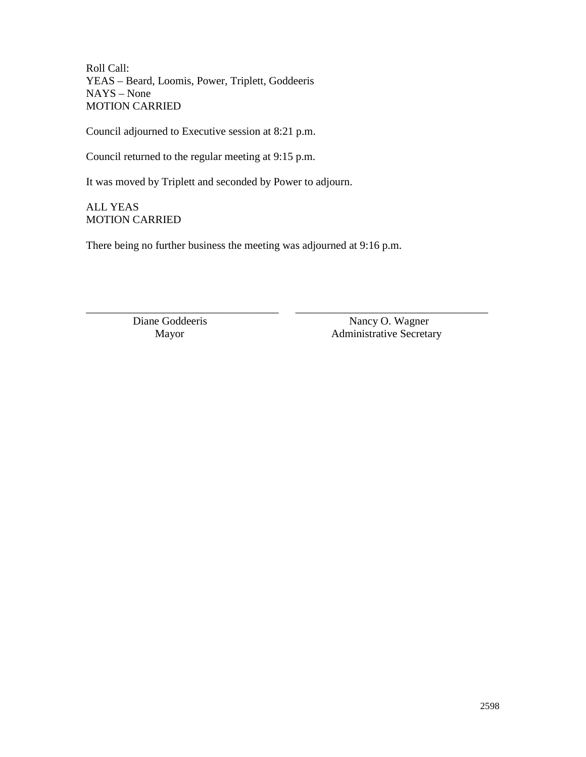Roll Call:
YEAS – Beard, Loomis, Power, Triplett, Goddeeris
NAYS – None
MOTION CARRIED

Council adjourned to Executive session at 8:21 p.m.

Council returned to the regular meeting at 9:15 p.m.

It was moved by Triplett and seconded by Power to adjourn.

ALL YEAS
MOTION CARRIED

There being no further business the meeting was adjourned at 9:16 p.m.

| | |
|---|---|
| ___________________________________ | ___________________________________ |
| Diane Goddeeris | Nancy O. Wagner |
| Mayor | Administrative Secretary |